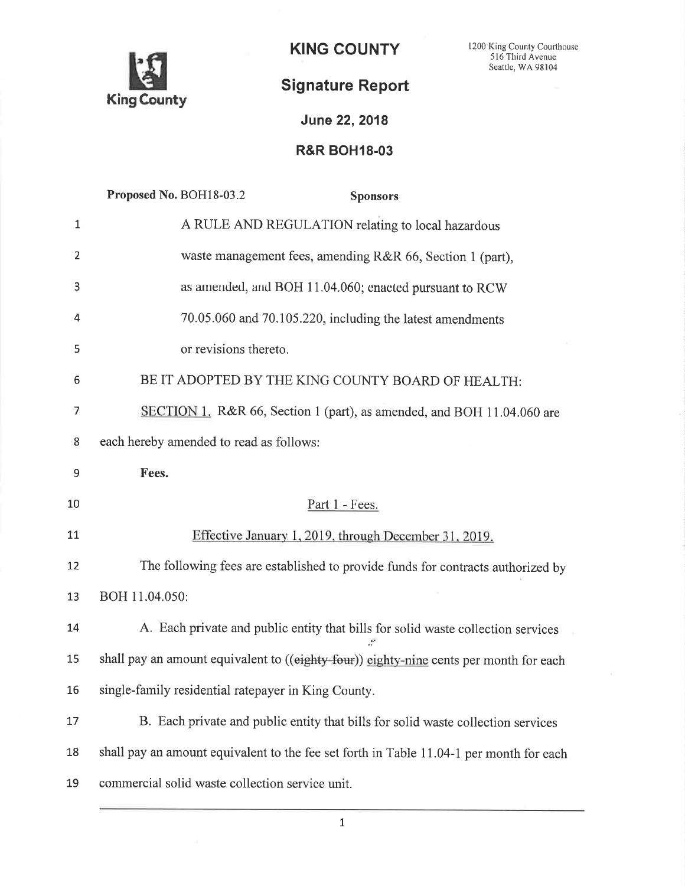**KING COUNTY**

1200 King County Courthouse
516 Third Avenue
Seattle, WA 98104

King County

# Signature Report

**June 22, 2018**

**R&R BOH18-03**

**Proposed No.** BOH18-03.2 **Sponsors**

1 A RULE AND REGULATION relating to local hazardous
2 waste management fees, amending R&R 66, Section 1 (part),
3 as amended, and BOH 11.04.060; enacted pursuant to RCW
4 70.05.060 and 70.105.220, including the latest amendments
5 or revisions thereto.

6 BE IT ADOPTED BY THE KING COUNTY BOARD OF HEALTH:

7 SECTION 1. R&R 66, Section 1 (part), as amended, and BOH 11.04.060 are
8 each hereby amended to read as follows:

9 **Fees.**

10 Part 1 - Fees.

11 Effective January 1, 2019, through December 31, 2019.

12 The following fees are established to provide funds for contracts authorized by
13 BOH 11.04.050:

14 A. Each private and public entity that bills for solid waste collection services
15 shall pay an amount equivalent to ((~~eighty-four~~)) eighty-nine cents per month for each
16 single-family residential ratepayer in King County.

17 B. Each private and public entity that bills for solid waste collection services
18 shall pay an amount equivalent to the fee set forth in Table 11.04-1 per month for each
19 commercial solid waste collection service unit.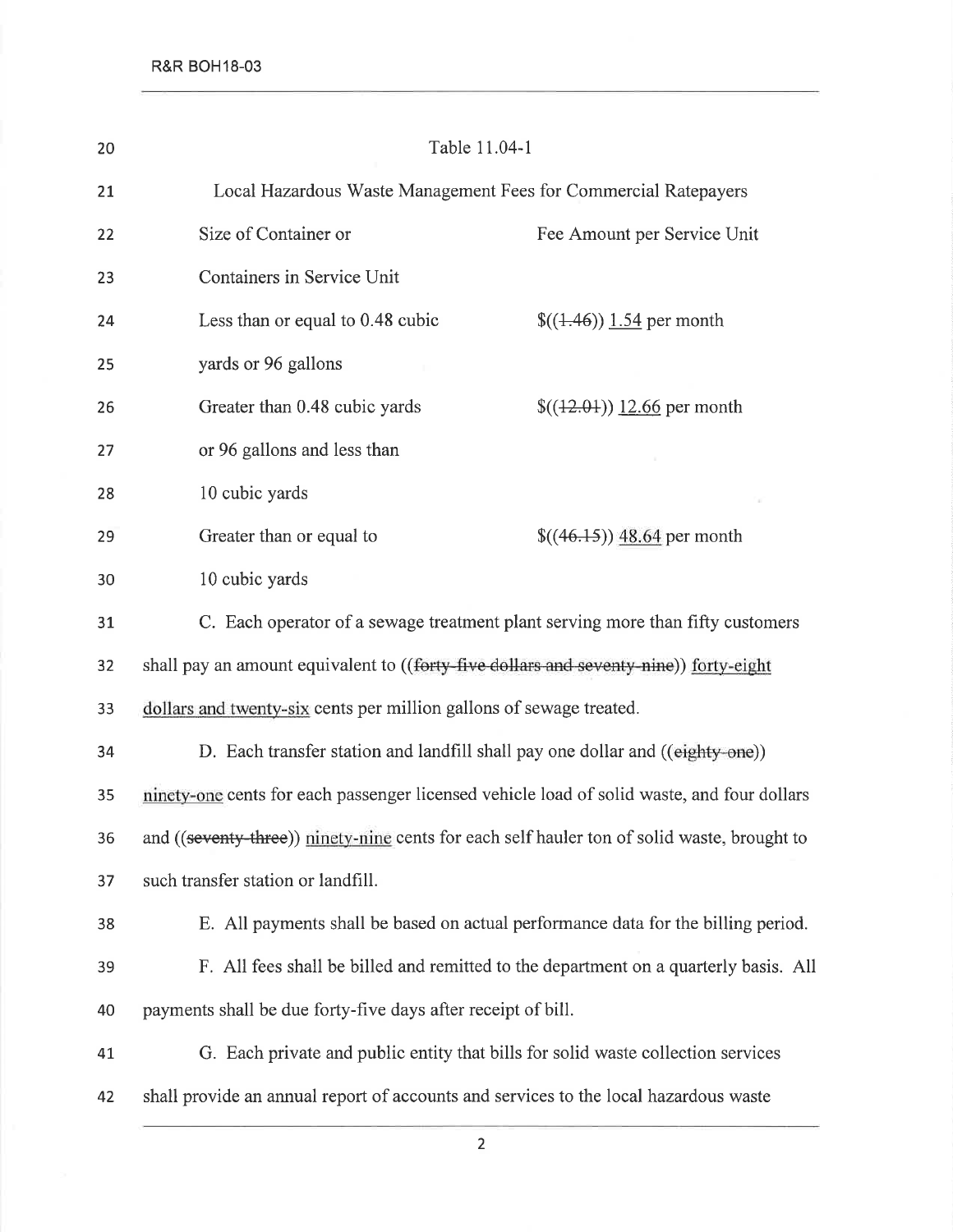Table 11.04-1

Local Hazardous Waste Management Fees for Commercial Ratepayers

| Size of Container or Containers in Service Unit | Fee Amount per Service Unit |
|---|---|
| Less than or equal to 0.48 cubic yards or 96 gallons | $((~~1.46~~)) 1.54 per month |
| Greater than 0.48 cubic yards or 96 gallons and less than 10 cubic yards | $((~~12.01~~)) 12.66 per month |
| Greater than or equal to 10 cubic yards | $((~~46.15~~)) 48.64 per month |

C. Each operator of a sewage treatment plant serving more than fifty customers shall pay an amount equivalent to ((~~forty-five dollars and seventy-nine~~)) forty-eight dollars and twenty-six cents per million gallons of sewage treated.

D. Each transfer station and landfill shall pay one dollar and ((~~eighty-one~~)) ninety-one cents for each passenger licensed vehicle load of solid waste, and four dollars and ((~~seventy-three~~)) ninety-nine cents for each self hauler ton of solid waste, brought to such transfer station or landfill.

E. All payments shall be based on actual performance data for the billing period.

F. All fees shall be billed and remitted to the department on a quarterly basis. All payments shall be due forty-five days after receipt of bill.

G. Each private and public entity that bills for solid waste collection services shall provide an annual report of accounts and services to the local hazardous waste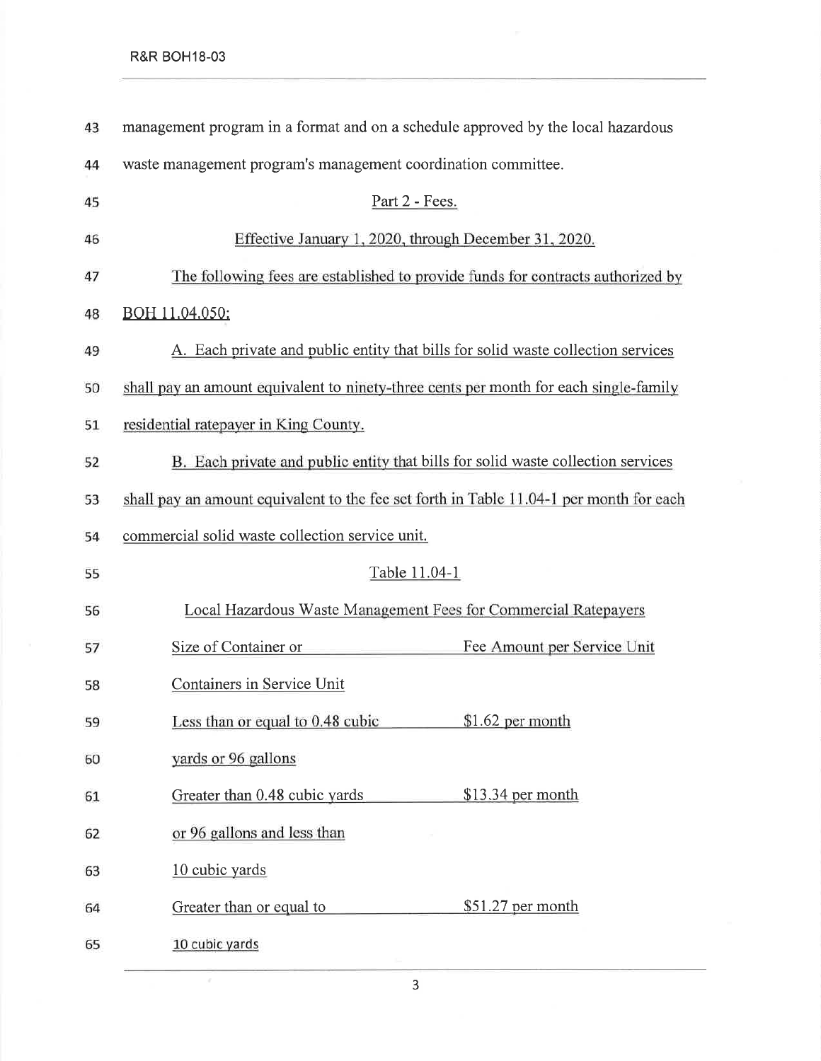management program in a format and on a schedule approved by the local hazardous waste management program's management coordination committee.

Part 2 - Fees.

Effective January 1, 2020, through December 31, 2020.

The following fees are established to provide funds for contracts authorized by BOH 11.04.050:

A. Each private and public entity that bills for solid waste collection services shall pay an amount equivalent to ninety-three cents per month for each single-family residential ratepayer in King County.

B. Each private and public entity that bills for solid waste collection services shall pay an amount equivalent to the fee set forth in Table 11.04-1 per month for each commercial solid waste collection service unit.

Table 11.04-1

Local Hazardous Waste Management Fees for Commercial Ratepayers

| Size of Container or Containers in Service Unit | Fee Amount per Service Unit |
| --- | --- |
| Less than or equal to 0.48 cubic yards or 96 gallons | $1.62 per month |
| Greater than 0.48 cubic yards or 96 gallons and less than 10 cubic yards | $13.34 per month |
| Greater than or equal to 10 cubic yards | $51.27 per month |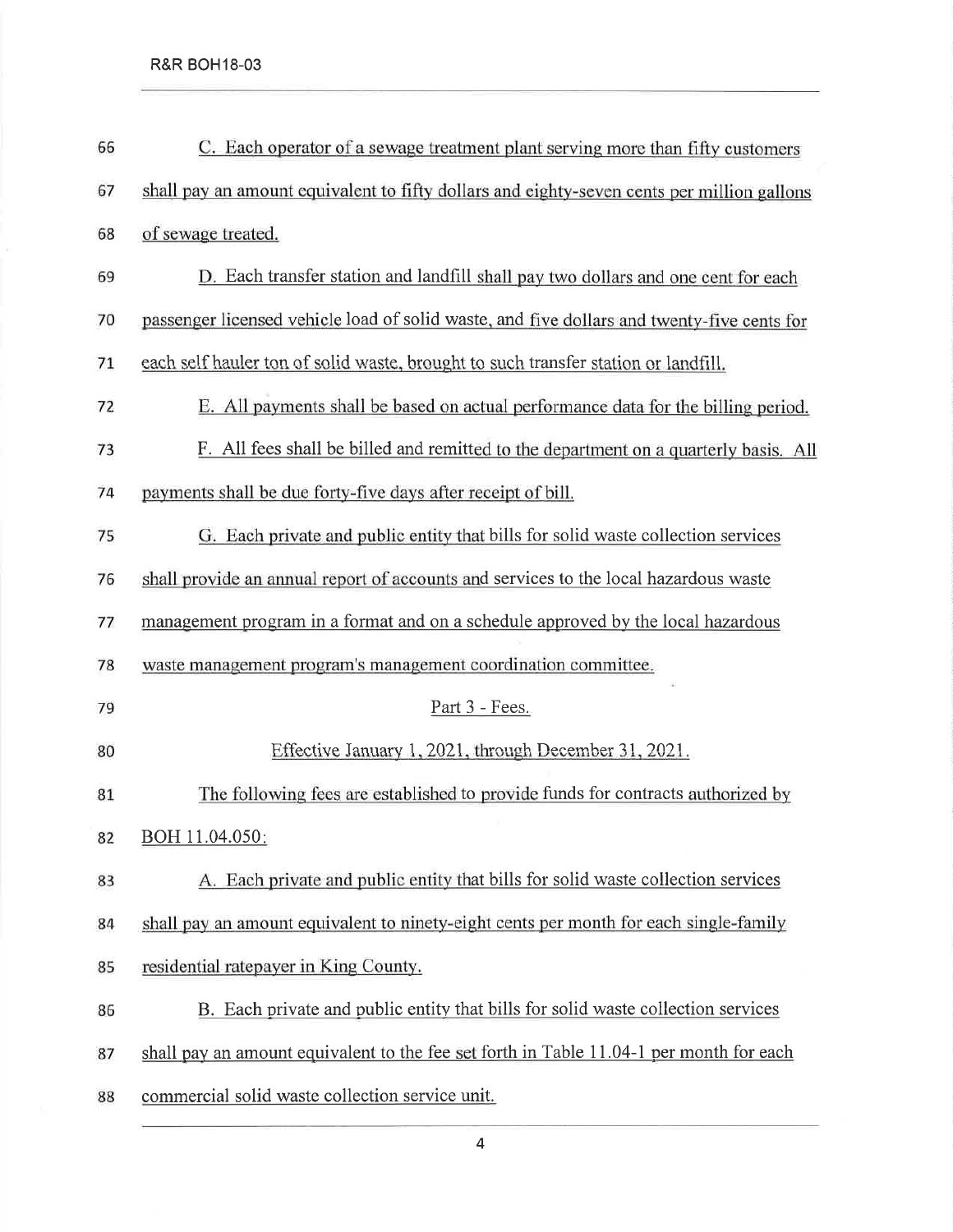C. Each operator of a sewage treatment plant serving more than fifty customers shall pay an amount equivalent to fifty dollars and eighty-seven cents per million gallons of sewage treated.

D. Each transfer station and landfill shall pay two dollars and one cent for each passenger licensed vehicle load of solid waste, and five dollars and twenty-five cents for each self hauler ton of solid waste, brought to such transfer station or landfill.

E. All payments shall be based on actual performance data for the billing period.

F. All fees shall be billed and remitted to the department on a quarterly basis. All payments shall be due forty-five days after receipt of bill.

G. Each private and public entity that bills for solid waste collection services shall provide an annual report of accounts and services to the local hazardous waste management program in a format and on a schedule approved by the local hazardous waste management program's management coordination committee.

Part 3 - Fees.

Effective January 1, 2021, through December 31, 2021.

The following fees are established to provide funds for contracts authorized by BOH 11.04.050:

A. Each private and public entity that bills for solid waste collection services shall pay an amount equivalent to ninety-eight cents per month for each single-family residential ratepayer in King County.

B. Each private and public entity that bills for solid waste collection services shall pay an amount equivalent to the fee set forth in Table 11.04-1 per month for each commercial solid waste collection service unit.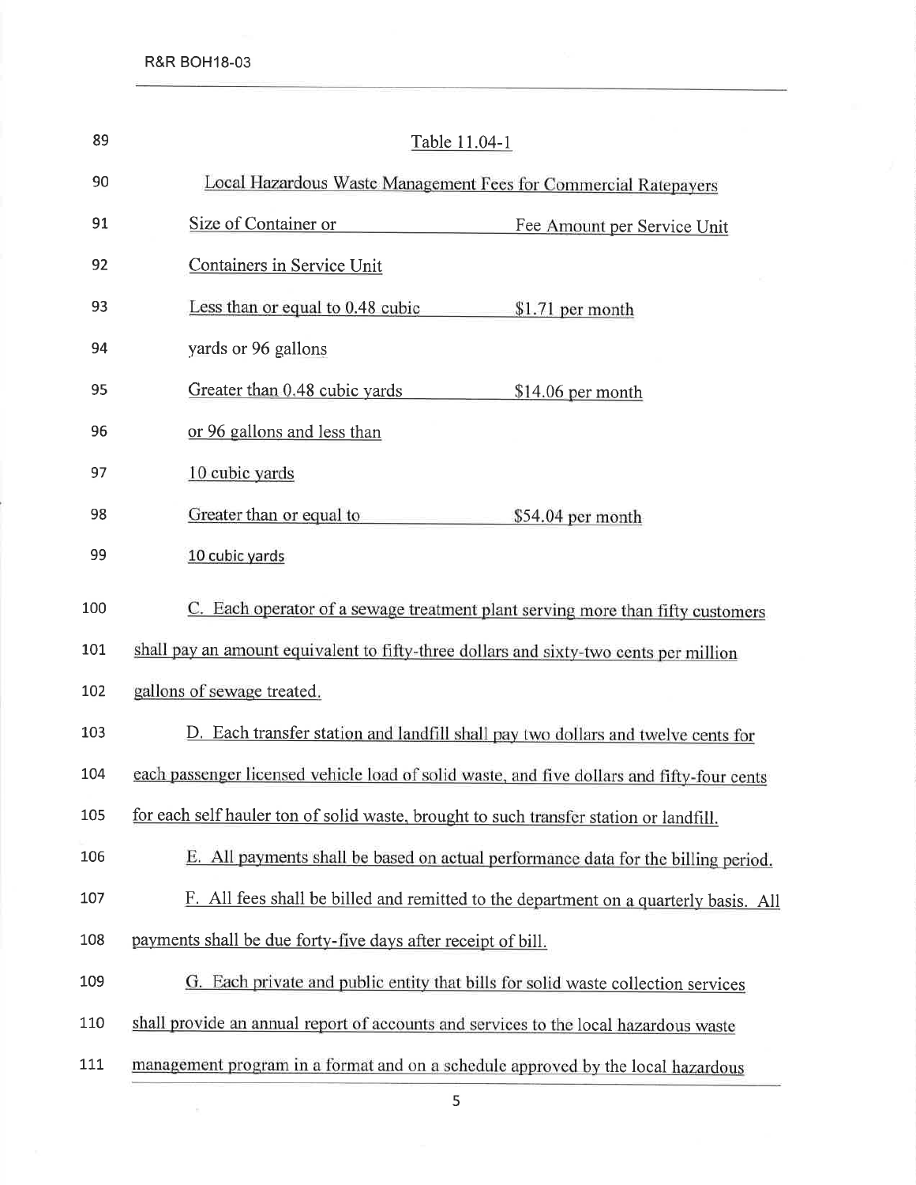Table 11.04-1

Local Hazardous Waste Management Fees for Commercial Ratepayers

| Size of Container or Containers in Service Unit | Fee Amount per Service Unit |
|---|---|
| Less than or equal to 0.48 cubic yards or 96 gallons | $1.71 per month |
| Greater than 0.48 cubic yards or 96 gallons and less than 10 cubic yards | $14.06 per month |
| Greater than or equal to 10 cubic yards | $54.04 per month |

C. Each operator of a sewage treatment plant serving more than fifty customers shall pay an amount equivalent to fifty-three dollars and sixty-two cents per million gallons of sewage treated.

D. Each transfer station and landfill shall pay two dollars and twelve cents for each passenger licensed vehicle load of solid waste, and five dollars and fifty-four cents for each self hauler ton of solid waste, brought to such transfer station or landfill.

E. All payments shall be based on actual performance data for the billing period.

F. All fees shall be billed and remitted to the department on a quarterly basis. All payments shall be due forty-five days after receipt of bill.

G. Each private and public entity that bills for solid waste collection services shall provide an annual report of accounts and services to the local hazardous waste management program in a format and on a schedule approved by the local hazardous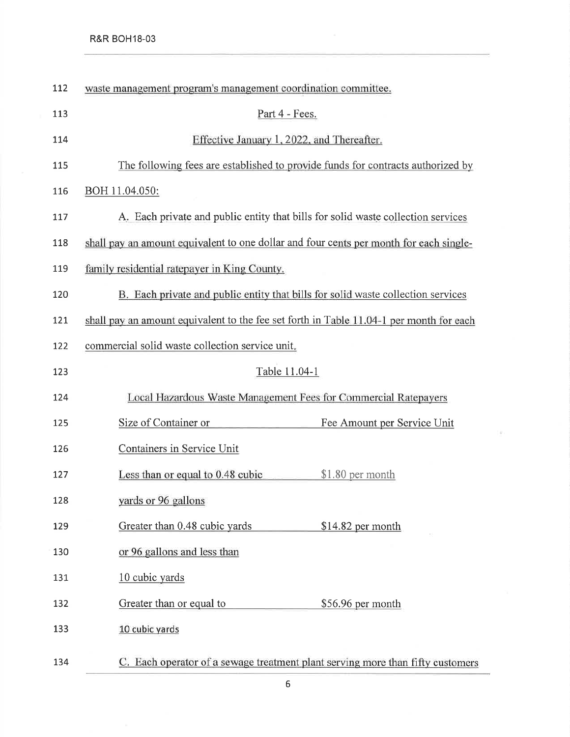waste management program's management coordination committee.

Part 4 - Fees.

Effective January 1, 2022, and Thereafter.

The following fees are established to provide funds for contracts authorized by BOH 11.04.050:

A. Each private and public entity that bills for solid waste collection services shall pay an amount equivalent to one dollar and four cents per month for each single-family residential ratepayer in King County.

B. Each private and public entity that bills for solid waste collection services shall pay an amount equivalent to the fee set forth in Table 11.04-1 per month for each commercial solid waste collection service unit.

Table 11.04-1

Local Hazardous Waste Management Fees for Commercial Ratepayers

| Size of Container or Containers in Service Unit | Fee Amount per Service Unit |
|---|---|
| Less than or equal to 0.48 cubic yards or 96 gallons | $1.80 per month |
| Greater than 0.48 cubic yards or 96 gallons and less than 10 cubic yards | $14.82 per month |
| Greater than or equal to 10 cubic yards | $56.96 per month |

C. Each operator of a sewage treatment plant serving more than fifty customers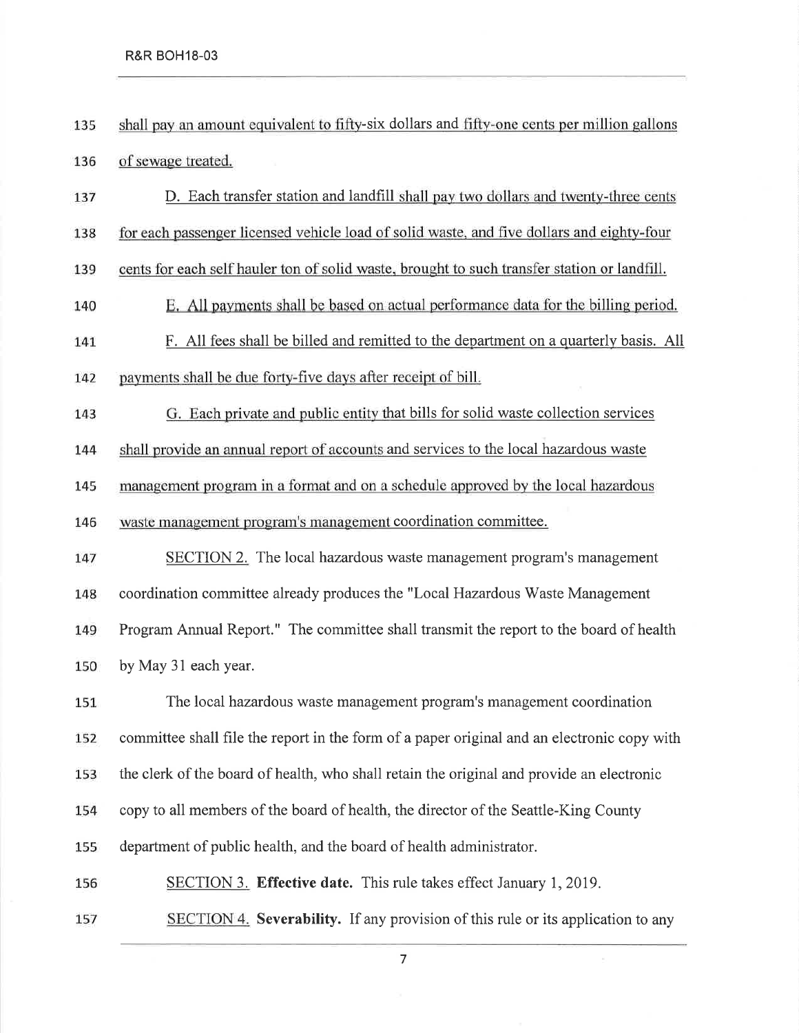shall pay an amount equivalent to fifty-six dollars and fifty-one cents per million gallons of sewage treated.

D. Each transfer station and landfill shall pay two dollars and twenty-three cents for each passenger licensed vehicle load of solid waste, and five dollars and eighty-four cents for each self hauler ton of solid waste, brought to such transfer station or landfill.

E. All payments shall be based on actual performance data for the billing period.

F. All fees shall be billed and remitted to the department on a quarterly basis. All payments shall be due forty-five days after receipt of bill.

G. Each private and public entity that bills for solid waste collection services shall provide an annual report of accounts and services to the local hazardous waste management program in a format and on a schedule approved by the local hazardous waste management program's management coordination committee.

SECTION 2. The local hazardous waste management program's management coordination committee already produces the "Local Hazardous Waste Management Program Annual Report." The committee shall transmit the report to the board of health by May 31 each year.

The local hazardous waste management program's management coordination committee shall file the report in the form of a paper original and an electronic copy with the clerk of the board of health, who shall retain the original and provide an electronic copy to all members of the board of health, the director of the Seattle-King County department of public health, and the board of health administrator.

SECTION 3. **Effective date.** This rule takes effect January 1, 2019.

SECTION 4. **Severability.** If any provision of this rule or its application to any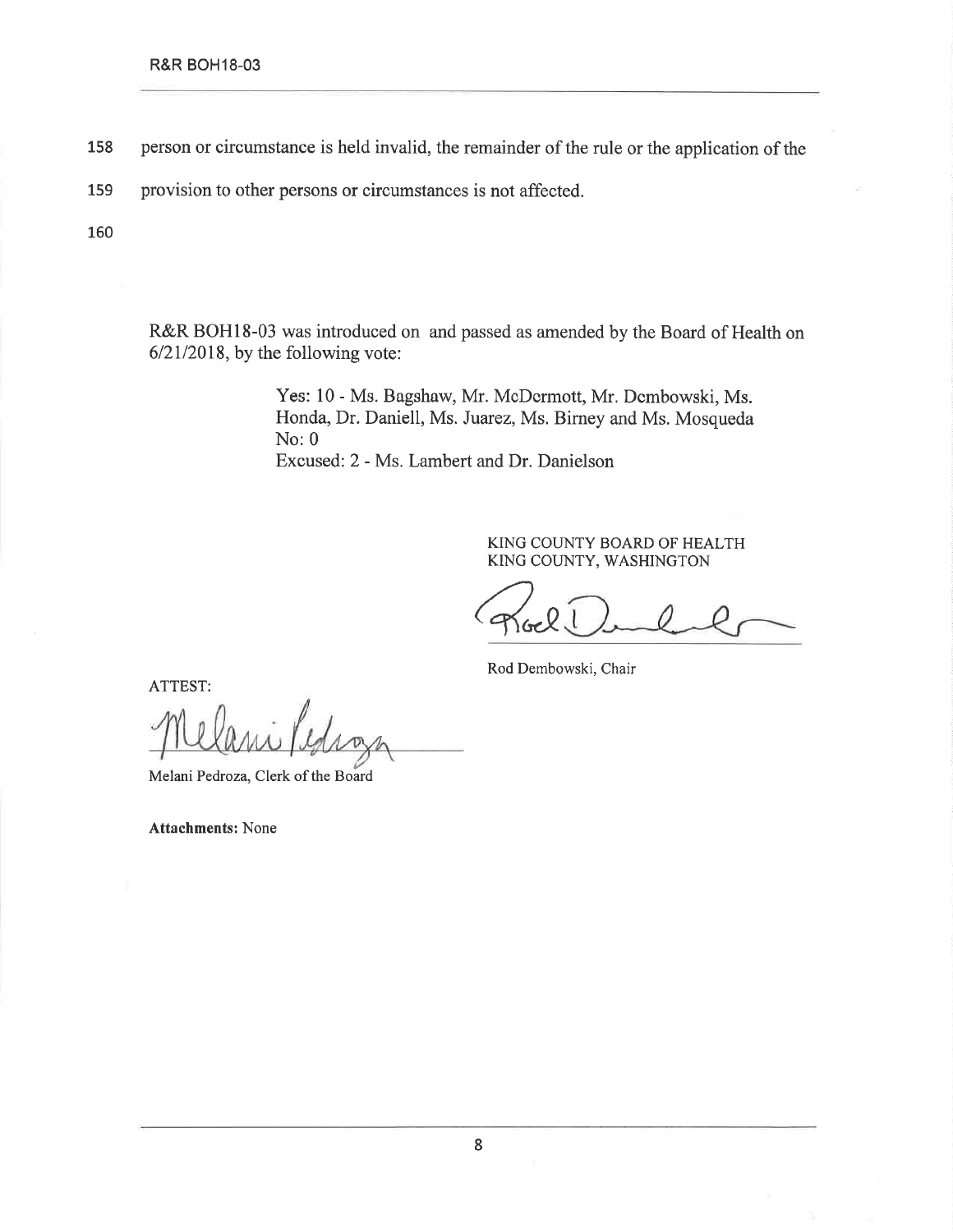158 person or circumstance is held invalid, the remainder of the rule or the application of the

159 provision to other persons or circumstances is not affected.

160

R&R BOH18-03 was introduced on  and passed as amended by the Board of Health on 6/21/2018, by the following vote:

Yes: 10 - Ms. Bagshaw, Mr. McDermott, Mr. Dembowski, Ms. Honda, Dr. Daniell, Ms. Juarez, Ms. Birney and Ms. Mosqueda
No: 0
Excused: 2 - Ms. Lambert and Dr. Danielson

KING COUNTY BOARD OF HEALTH
KING COUNTY, WASHINGTON

Rod Dembowski, Chair

ATTEST:

Melani Pedroza, Clerk of the Board

**Attachments:** None